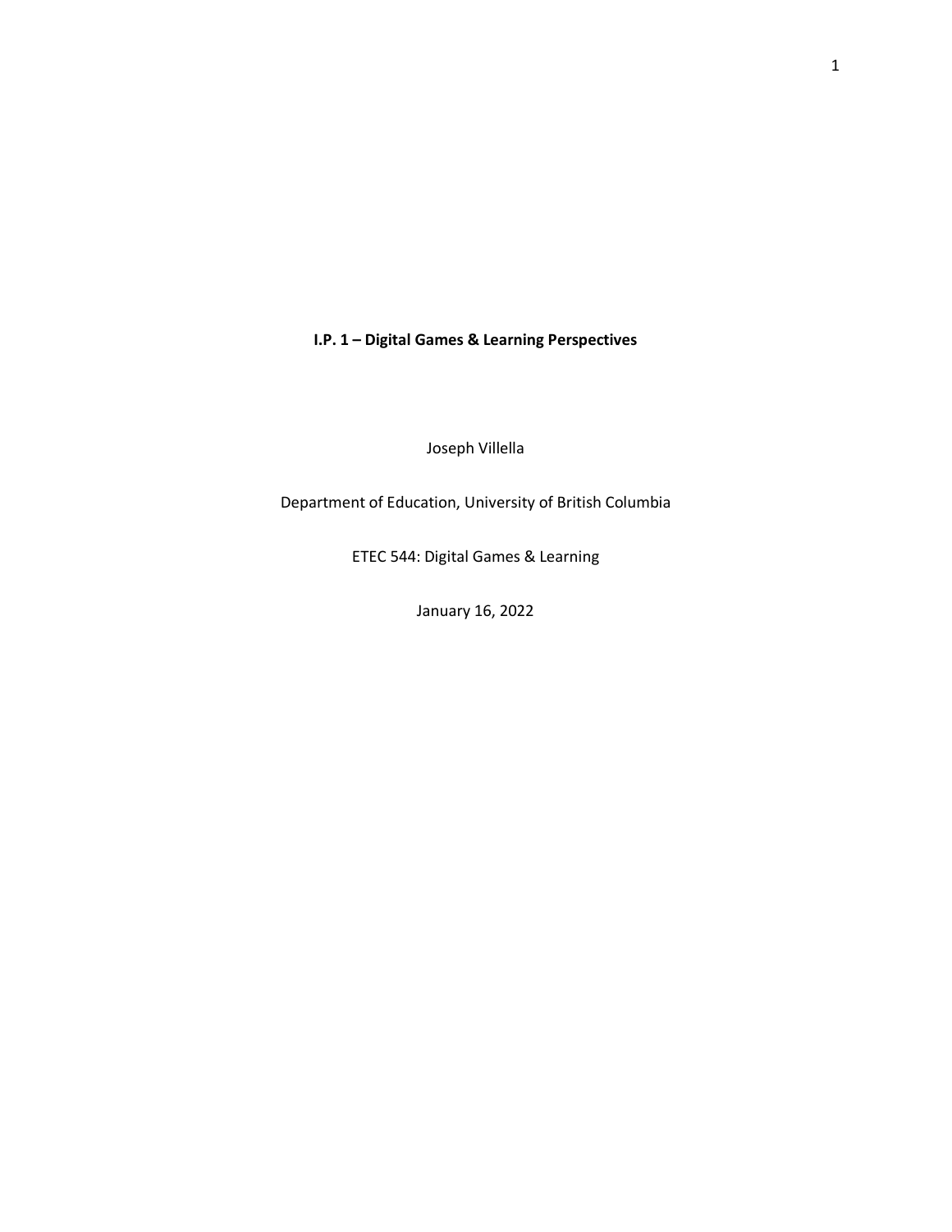**I.P. 1 – Digital Games & Learning Perspectives**

Joseph Villella

Department of Education, University of British Columbia

ETEC 544: Digital Games & Learning

January 16, 2022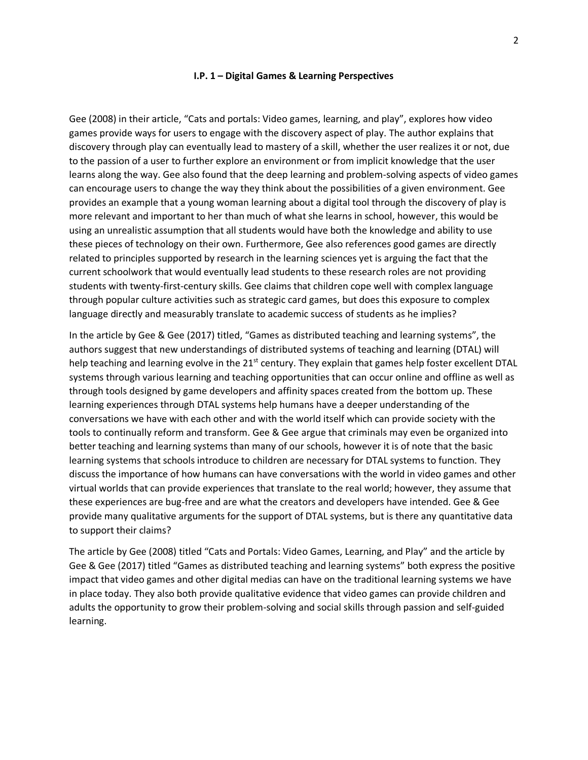**I.P. 1 – Digital Games & Learning Perspectives**

Gee (2008) in their article, "Cats and portals: Video games, learning, and play", explores how video games provide ways for users to engage with the discovery aspect of play. The author explains that discovery through play can eventually lead to mastery of a skill, whether the user realizes it or not, due to the passion of a user to further explore an environment or from implicit knowledge that the user learns along the way. Gee also found that the deep learning and problem-solving aspects of video games can encourage users to change the way they think about the possibilities of a given environment. Gee provides an example that a young woman learning about a digital tool through the discovery of play is more relevant and important to her than much of what she learns in school, however, this would be using an unrealistic assumption that all students would have both the knowledge and ability to use these pieces of technology on their own. Furthermore, Gee also references good games are directly related to principles supported by research in the learning sciences yet is arguing the fact that the current schoolwork that would eventually lead students to these research roles are not providing students with twenty-first-century skills. Gee claims that children cope well with complex language through popular culture activities such as strategic card games, but does this exposure to complex language directly and measurably translate to academic success of students as he implies?

In the article by Gee & Gee (2017) titled, "Games as distributed teaching and learning systems", the authors suggest that new understandings of distributed systems of teaching and learning (DTAL) will help teaching and learning evolve in the 21st century. They explain that games help foster excellent DTAL systems through various learning and teaching opportunities that can occur online and offline as well as through tools designed by game developers and affinity spaces created from the bottom up. These learning experiences through DTAL systems help humans have a deeper understanding of the conversations we have with each other and with the world itself which can provide society with the tools to continually reform and transform. Gee & Gee argue that criminals may even be organized into better teaching and learning systems than many of our schools, however it is of note that the basic learning systems that schools introduce to children are necessary for DTAL systems to function. They discuss the importance of how humans can have conversations with the world in video games and other virtual worlds that can provide experiences that translate to the real world; however, they assume that these experiences are bug-free and are what the creators and developers have intended. Gee & Gee provide many qualitative arguments for the support of DTAL systems, but is there any quantitative data to support their claims?

The article by Gee (2008) titled "Cats and Portals: Video Games, Learning, and Play" and the article by Gee & Gee (2017) titled "Games as distributed teaching and learning systems" both express the positive impact that video games and other digital medias can have on the traditional learning systems we have in place today. They also both provide qualitative evidence that video games can provide children and adults the opportunity to grow their problem-solving and social skills through passion and self-guided learning.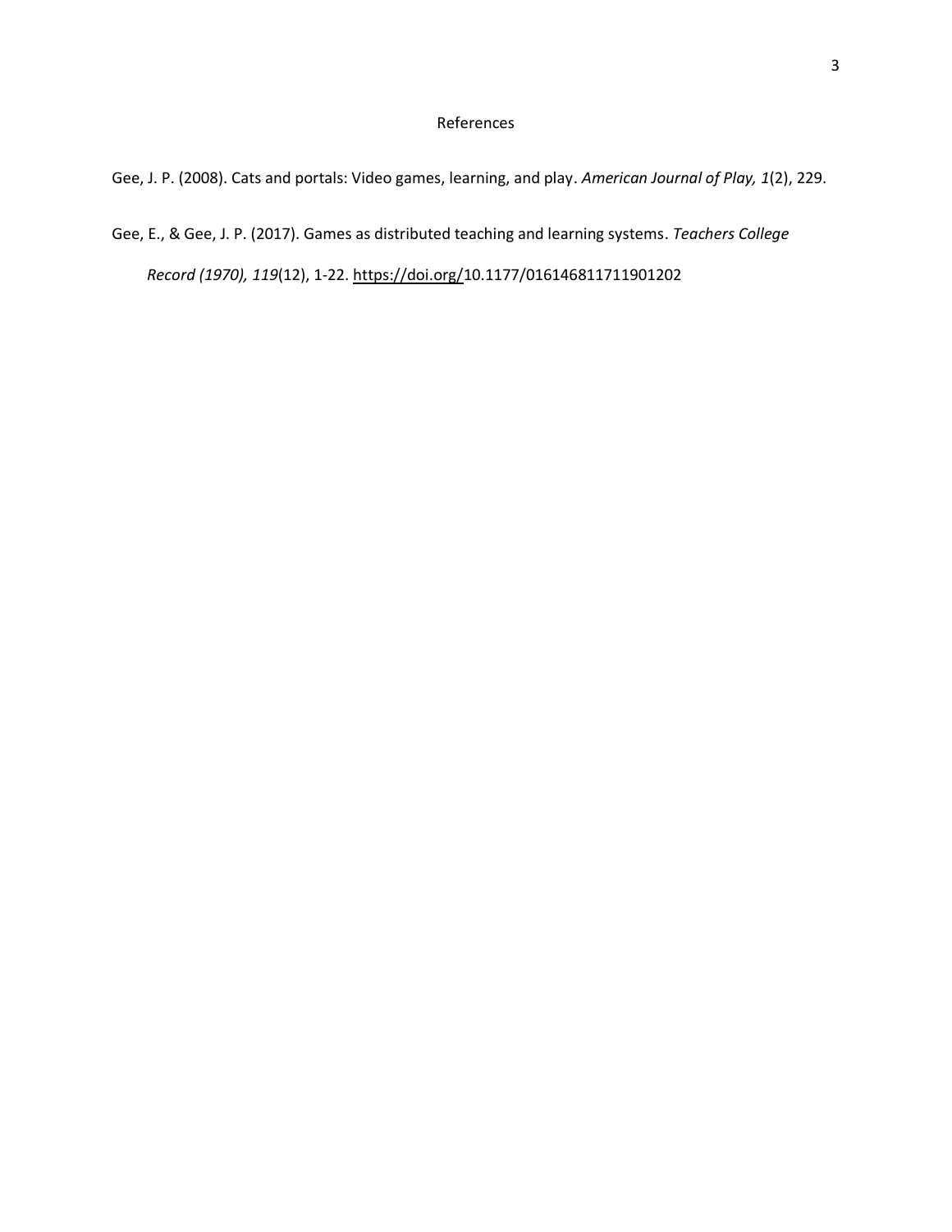# References

Gee, J. P. (2008). Cats and portals: Video games, learning, and play. *American Journal of Play, 1*(2), 229.

Gee, E., & Gee, J. P. (2017). Games as distributed teaching and learning systems. *Teachers College Record (1970), 119*(12), 1-22. https://doi.org/10.1177/016146811711901202